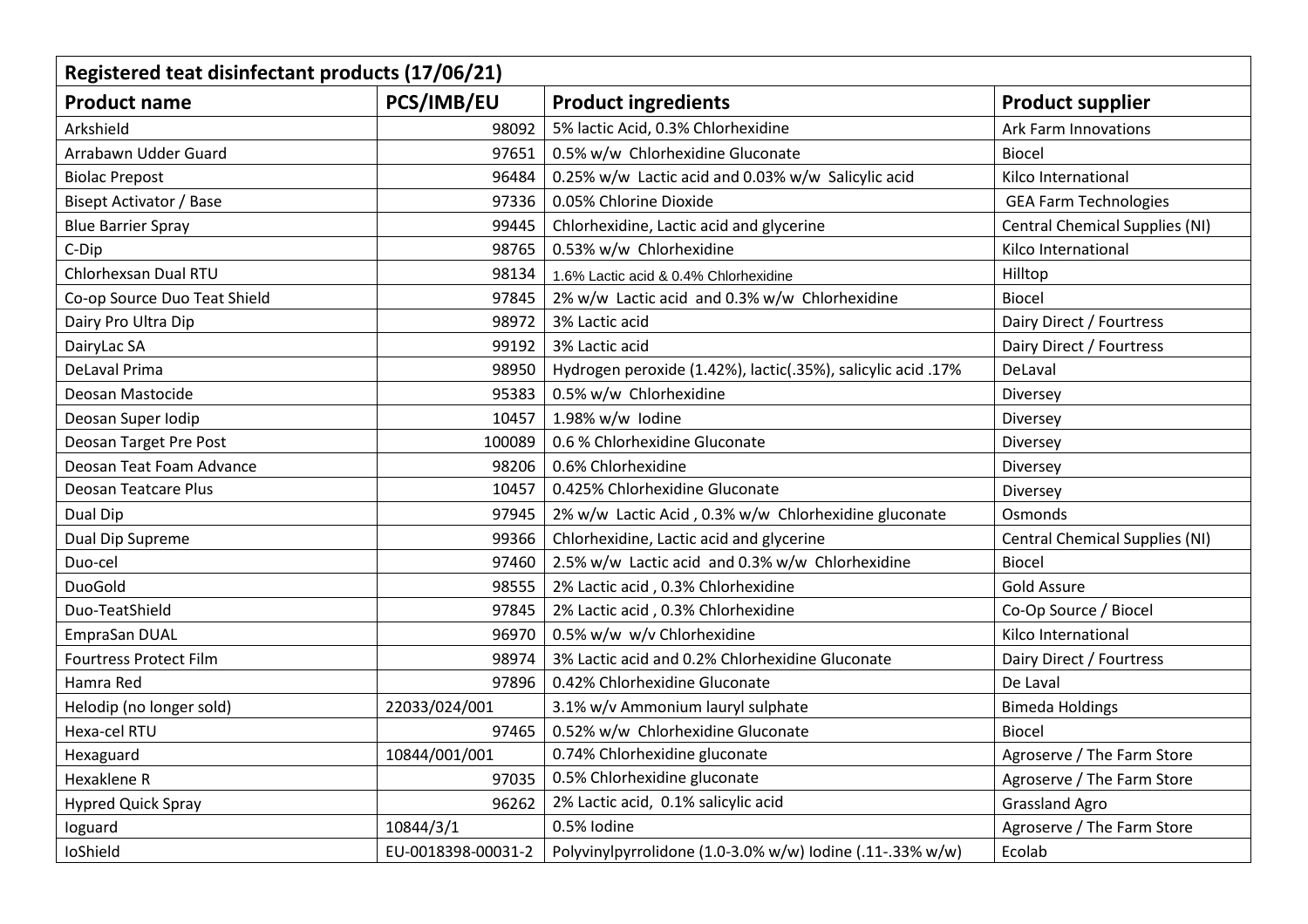| Registered teat disinfectant products (17/06/21) | | | |
|---|---|---|---|
| **Product name** | **PCS/IMB/EU** | **Product ingredients** | **Product supplier** |
| Arkshield | 98092 | 5% lactic Acid, 0.3% Chlorhexidine | Ark Farm Innovations |
| Arrabawn Udder Guard | 97651 | 0.5% w/w Chlorhexidine Gluconate | Biocel |
| Biolac Prepost | 96484 | 0.25% w/w Lactic acid and 0.03% w/w Salicylic acid | Kilco International |
| Bisept Activator / Base | 97336 | 0.05% Chlorine Dioxide | GEA Farm Technologies |
| Blue Barrier Spray | 99445 | Chlorhexidine, Lactic acid and glycerine | Central Chemical Supplies (NI) |
| C-Dip | 98765 | 0.53% w/w Chlorhexidine | Kilco International |
| Chlorhexsan Dual RTU | 98134 | 1.6% Lactic acid & 0.4% Chlorhexidine | Hilltop |
| Co-op Source Duo Teat Shield | 97845 | 2% w/w Lactic acid and 0.3% w/w Chlorhexidine | Biocel |
| Dairy Pro Ultra Dip | 98972 | 3% Lactic acid | Dairy Direct / Fourtress |
| DairyLac SA | 99192 | 3% Lactic acid | Dairy Direct / Fourtress |
| DeLaval Prima | 98950 | Hydrogen peroxide (1.42%), lactic(.35%), salicylic acid .17% | DeLaval |
| Deosan Mastocide | 95383 | 0.5% w/w Chlorhexidine | Diversey |
| Deosan Super Iodip | 10457 | 1.98% w/w Iodine | Diversey |
| Deosan Target Pre Post | 100089 | 0.6 % Chlorhexidine Gluconate | Diversey |
| Deosan Teat Foam Advance | 98206 | 0.6% Chlorhexidine | Diversey |
| Deosan Teatcare Plus | 10457 | 0.425% Chlorhexidine Gluconate | Diversey |
| Dual Dip | 97945 | 2% w/w Lactic Acid , 0.3% w/w Chlorhexidine gluconate | Osmonds |
| Dual Dip Supreme | 99366 | Chlorhexidine, Lactic acid and glycerine | Central Chemical Supplies (NI) |
| Duo-cel | 97460 | 2.5% w/w Lactic acid and 0.3% w/w Chlorhexidine | Biocel |
| DuoGold | 98555 | 2% Lactic acid , 0.3% Chlorhexidine | Gold Assure |
| Duo-TeatShield | 97845 | 2% Lactic acid , 0.3% Chlorhexidine | Co-Op Source / Biocel |
| EmpraSan DUAL | 96970 | 0.5% w/w w/v Chlorhexidine | Kilco International |
| Fourtress Protect Film | 98974 | 3% Lactic acid and 0.2% Chlorhexidine Gluconate | Dairy Direct / Fourtress |
| Hamra Red | 97896 | 0.42% Chlorhexidine Gluconate | De Laval |
| Helodip (no longer sold) | 22033/024/001 | 3.1% w/v Ammonium lauryl sulphate | Bimeda Holdings |
| Hexa-cel RTU | 97465 | 0.52% w/w Chlorhexidine Gluconate | Biocel |
| Hexaguard | 10844/001/001 | 0.74% Chlorhexidine gluconate | Agroserve / The Farm Store |
| Hexaklene R | 97035 | 0.5% Chlorhexidine gluconate | Agroserve / The Farm Store |
| Hypred Quick Spray | 96262 | 2% Lactic acid, 0.1% salicylic acid | Grassland Agro |
| Ioguard | 10844/3/1 | 0.5% Iodine | Agroserve / The Farm Store |
| IoShield | EU-0018398-00031-2 | Polyvinylpyrrolidone (1.0-3.0% w/w) Iodine (.11-.33% w/w) | Ecolab |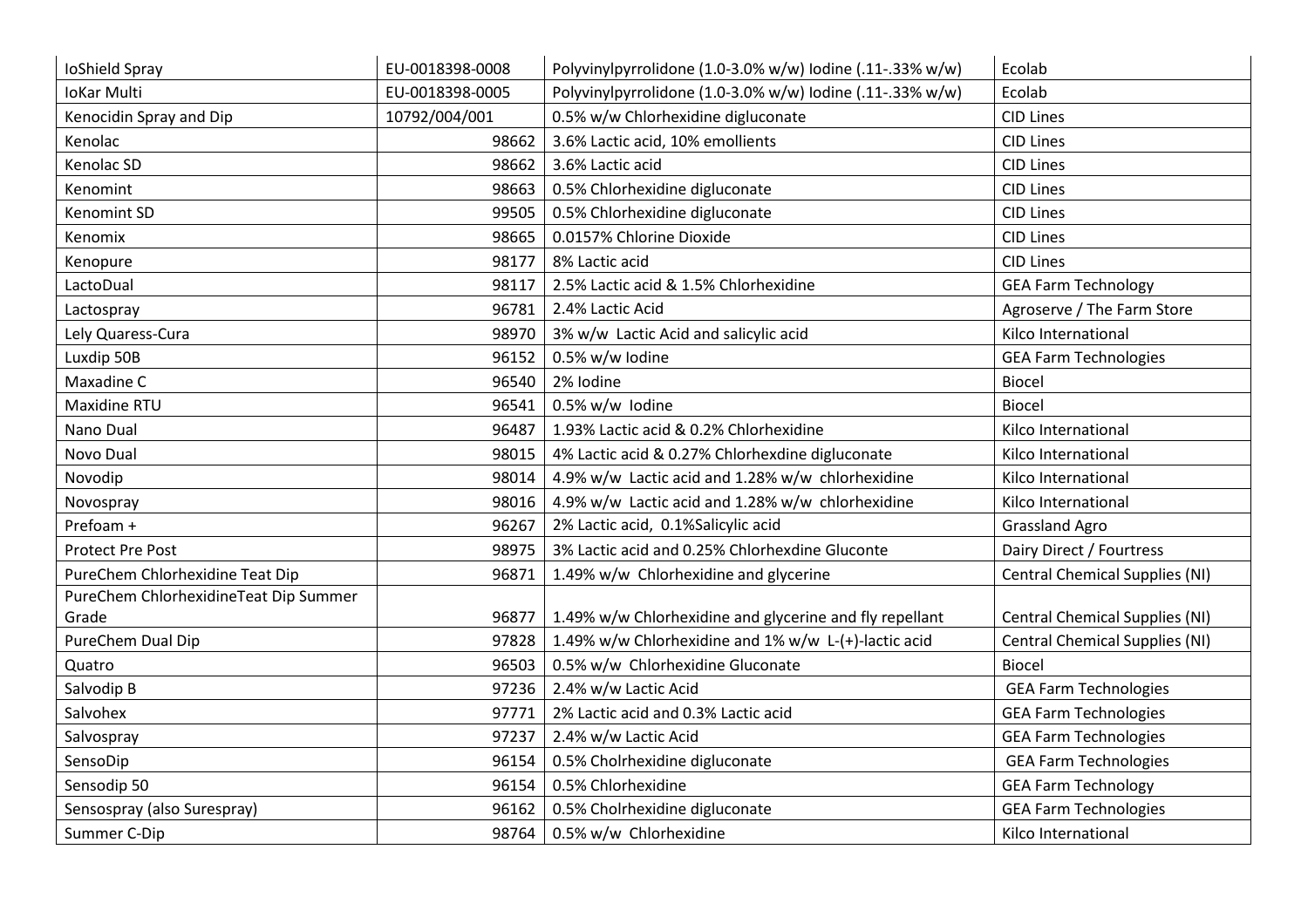| IoShield Spray | EU-0018398-0008 | Polyvinylpyrrolidone (1.0-3.0% w/w) Iodine (.11-.33% w/w) | Ecolab |
|---|---|---|---|
| IoKar Multi | EU-0018398-0005 | Polyvinylpyrrolidone (1.0-3.0% w/w) Iodine (.11-.33% w/w) | Ecolab |
| Kenocidin Spray and Dip | 10792/004/001 | 0.5% w/w Chlorhexidine digluconate | CID Lines |
| Kenolac | 98662 | 3.6% Lactic acid, 10% emollients | CID Lines |
| Kenolac SD | 98662 | 3.6% Lactic acid | CID Lines |
| Kenomint | 98663 | 0.5% Chlorhexidine digluconate | CID Lines |
| Kenomint SD | 99505 | 0.5% Chlorhexidine digluconate | CID Lines |
| Kenomix | 98665 | 0.0157% Chlorine Dioxide | CID Lines |
| Kenopure | 98177 | 8% Lactic acid | CID Lines |
| LactoDual | 98117 | 2.5% Lactic acid & 1.5% Chlorhexidine | GEA Farm Technology |
| Lactospray | 96781 | 2.4% Lactic Acid | Agroserve / The Farm Store |
| Lely Quaress-Cura | 98970 | 3% w/w Lactic Acid and salicylic acid | Kilco International |
| Luxdip 50B | 96152 | 0.5% w/w Iodine | GEA Farm Technologies |
| Maxadine C | 96540 | 2% Iodine | Biocel |
| Maxidine RTU | 96541 | 0.5% w/w Iodine | Biocel |
| Nano Dual | 96487 | 1.93% Lactic acid & 0.2% Chlorhexidine | Kilco International |
| Novo Dual | 98015 | 4% Lactic acid & 0.27% Chlorhexdine digluconate | Kilco International |
| Novodip | 98014 | 4.9% w/w Lactic acid and 1.28% w/w chlorhexidine | Kilco International |
| Novospray | 98016 | 4.9% w/w Lactic acid and 1.28% w/w chlorhexidine | Kilco International |
| Prefoam + | 96267 | 2% Lactic acid, 0.1%Salicylic acid | Grassland Agro |
| Protect Pre Post | 98975 | 3% Lactic acid and 0.25% Chlorhexdine Gluconte | Dairy Direct / Fourtress |
| PureChem Chlorhexidine Teat Dip | 96871 | 1.49% w/w Chlorhexidine and glycerine | Central Chemical Supplies (NI) |
| PureChem ChlorhexidineTeat Dip Summer Grade | 96877 | 1.49% w/w Chlorhexidine and glycerine and fly repellant | Central Chemical Supplies (NI) |
| PureChem Dual Dip | 97828 | 1.49% w/w Chlorhexidine and 1% w/w L-(+)-lactic acid | Central Chemical Supplies (NI) |
| Quatro | 96503 | 0.5% w/w Chlorhexidine Gluconate | Biocel |
| Salvodip B | 97236 | 2.4% w/w Lactic Acid | GEA Farm Technologies |
| Salvohex | 97771 | 2% Lactic acid and 0.3% Lactic acid | GEA Farm Technologies |
| Salvospray | 97237 | 2.4% w/w Lactic Acid | GEA Farm Technologies |
| SensoDip | 96154 | 0.5% Cholrhexidine digluconate | GEA Farm Technologies |
| Sensodip 50 | 96154 | 0.5% Chlorhexidine | GEA Farm Technology |
| Sensospray (also Surespray) | 96162 | 0.5% Cholrhexidine digluconate | GEA Farm Technologies |
| Summer C-Dip | 98764 | 0.5% w/w Chlorhexidine | Kilco International |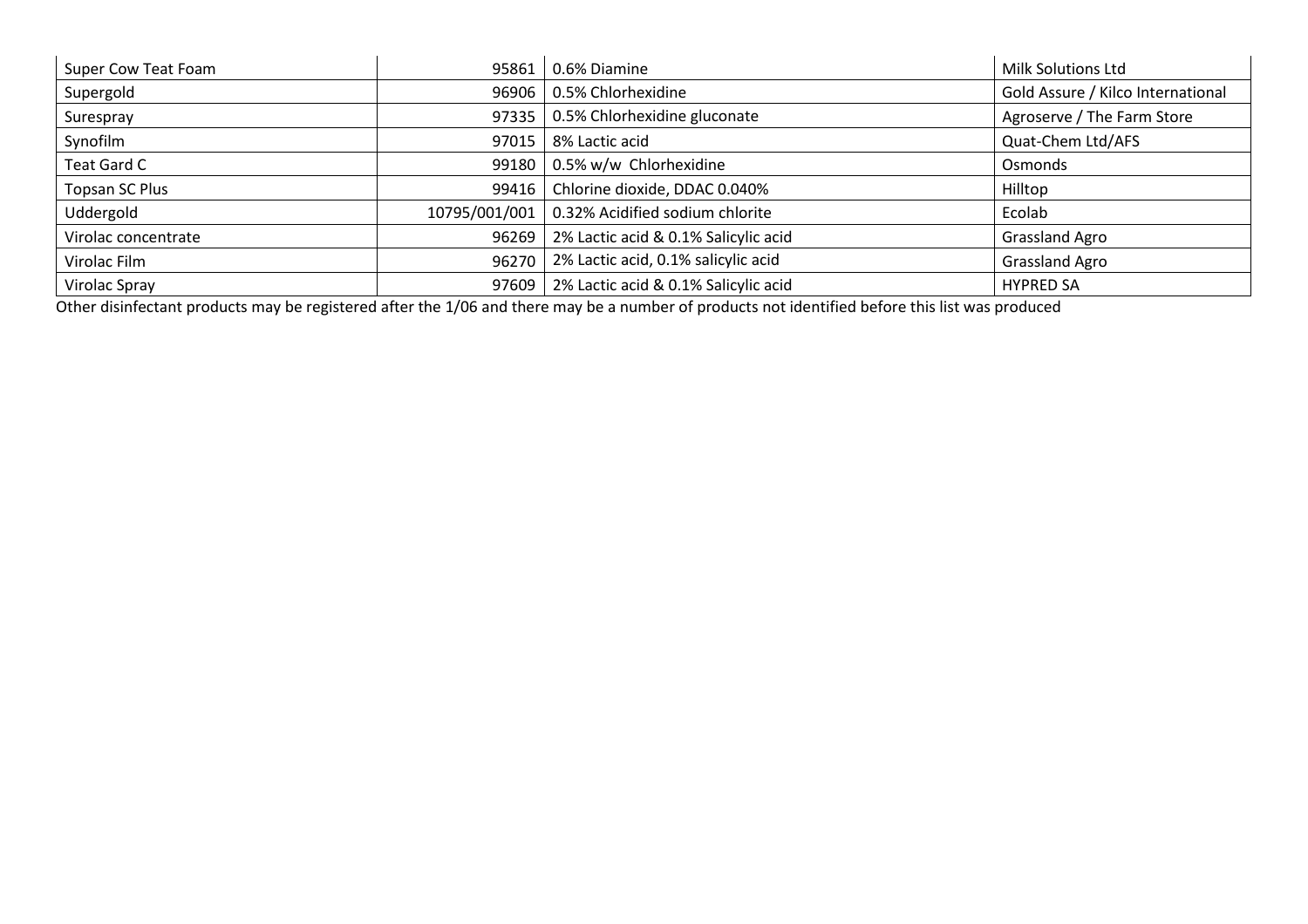| | | | |
|---|---|---|---|
| Super Cow Teat Foam | 95861 | 0.6% Diamine | Milk Solutions Ltd |
| Supergold | 96906 | 0.5% Chlorhexidine | Gold Assure / Kilco International |
| Surespray | 97335 | 0.5% Chlorhexidine gluconate | Agroserve / The Farm Store |
| Synofilm | 97015 | 8% Lactic acid | Quat-Chem Ltd/AFS |
| Teat Gard C | 99180 | 0.5% w/w Chlorhexidine | Osmonds |
| Topsan SC Plus | 99416 | Chlorine dioxide, DDAC 0.040% | Hilltop |
| Uddergold | 10795/001/001 | 0.32% Acidified sodium chlorite | Ecolab |
| Virolac concentrate | 96269 | 2% Lactic acid & 0.1% Salicylic acid | Grassland Agro |
| Virolac Film | 96270 | 2% Lactic acid, 0.1% salicylic acid | Grassland Agro |
| Virolac Spray | 97609 | 2% Lactic acid & 0.1% Salicylic acid | HYPRED SA |

Other disinfectant products may be registered after the 1/06 and there may be a number of products not identified before this list was produced